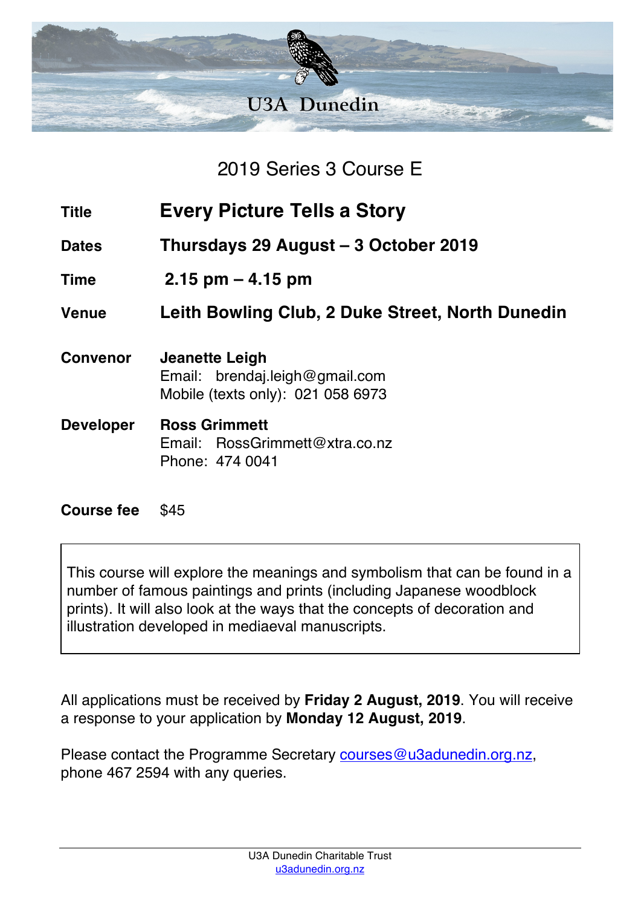U3A Dunedin

## 2019 Series 3 Course E

| | |
|---|---|
| **Title** | **Every Picture Tells a Story** |
| **Dates** | **Thursdays 29 August – 3 October 2019** |
| **Time** | **2.15 pm – 4.15 pm** |
| **Venue** | **Leith Bowling Club, 2 Duke Street, North Dunedin** |
| **Convenor** | **Jeanette Leigh**<br>Email: brendaj.leigh@gmail.com<br>Mobile (texts only): 021 058 6973 |
| **Developer** | **Ross Grimmett**<br>Email: RossGrimmett@xtra.co.nz<br>Phone: 474 0041 |
| **Course fee** | $45 |

This course will explore the meanings and symbolism that can be found in a number of famous paintings and prints (including Japanese woodblock prints). It will also look at the ways that the concepts of decoration and illustration developed in mediaeval manuscripts.

All applications must be received by **Friday 2 August, 2019**. You will receive a response to your application by **Monday 12 August, 2019**.

Please contact the Programme Secretary courses@u3adunedin.org.nz, phone 467 2594 with any queries.

U3A Dunedin Charitable Trust
u3adunedin.org.nz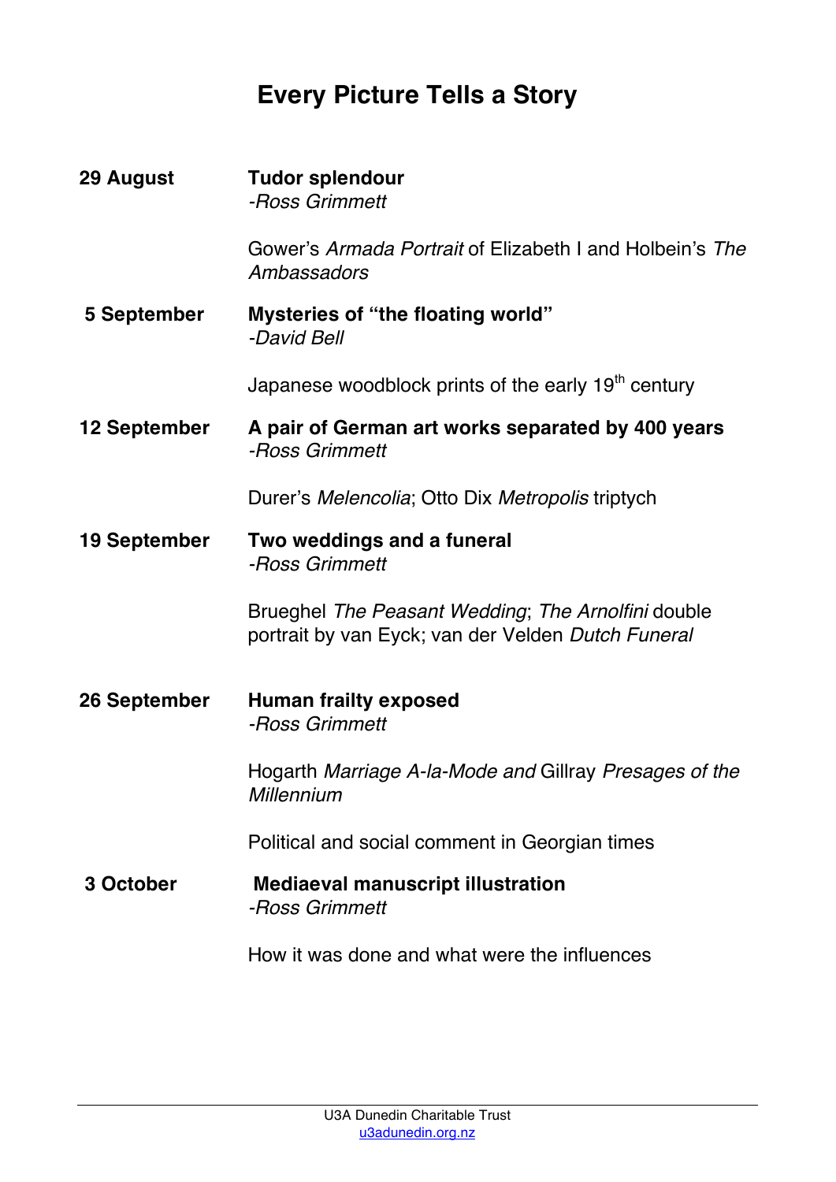# Every Picture Tells a Story

**29 August** — **Tudor splendour**
*-Ross Grimmett*

Gower's *Armada Portrait* of Elizabeth I and Holbein's *The Ambassadors*

**5 September** — **Mysteries of "the floating world"**
*-David Bell*

Japanese woodblock prints of the early 19th century

**12 September** — **A pair of German art works separated by 400 years**
*-Ross Grimmett*

Durer's *Melencolia*; Otto Dix *Metropolis* triptych

**19 September** — **Two weddings and a funeral**
*-Ross Grimmett*

Brueghel *The Peasant Wedding*; *The Arnolfini* double portrait by van Eyck; van der Velden *Dutch Funeral*

**26 September** — **Human frailty exposed**
*-Ross Grimmett*

Hogarth *Marriage A-la-Mode and* Gillray *Presages of the Millennium*

Political and social comment in Georgian times

**3 October** — **Mediaeval manuscript illustration**
*-Ross Grimmett*

How it was done and what were the influences

U3A Dunedin Charitable Trust
u3adunedin.org.nz